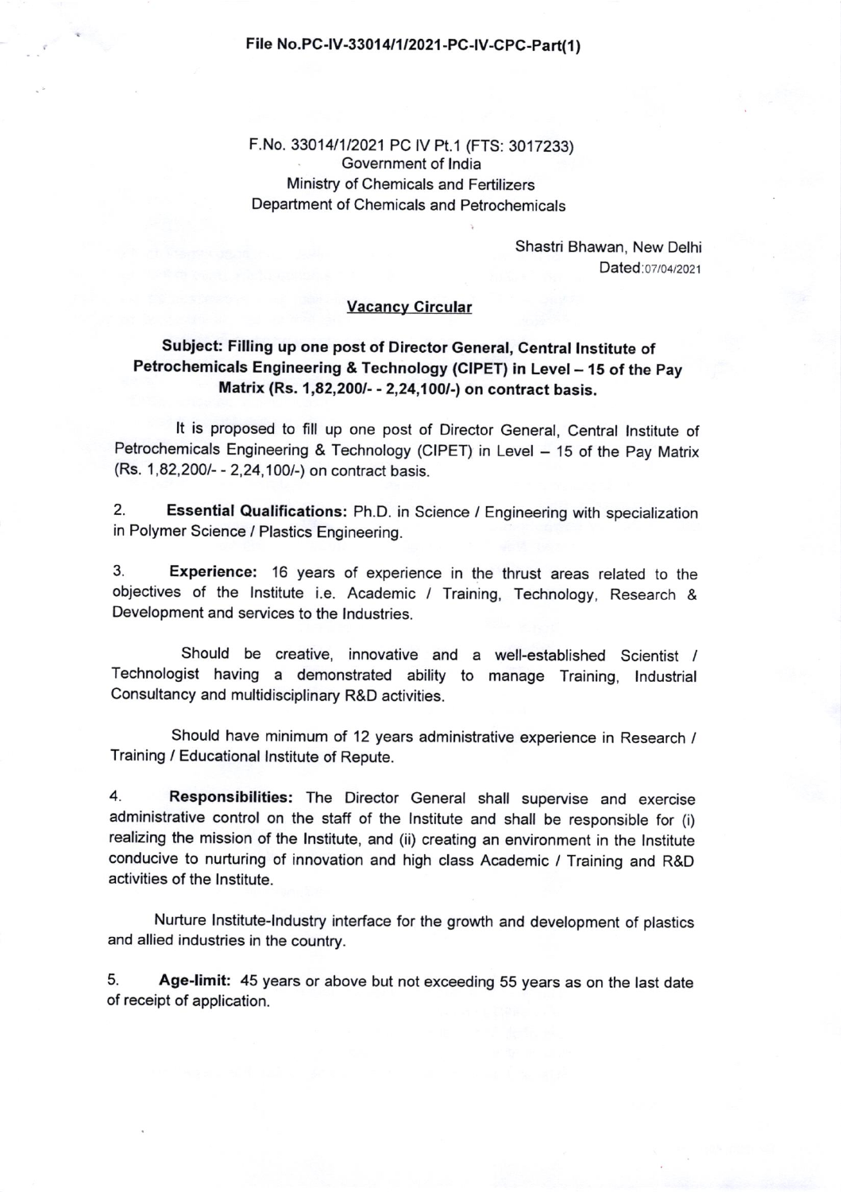**File No.PC-IV-33014/1/2021-PC-IV-CPC-Part(1)**

F.No. 33014/1/2021 PC IV Pt.1 (FTS: 3017233)
Government of India
Ministry of Chemicals and Fertilizers
Department of Chemicals and Petrochemicals

Shastri Bhawan, New Delhi
Dated:07/04/2021

**Vacancy Circular**

**Subject: Filling up one post of Director General, Central Institute of Petrochemicals Engineering & Technology (CIPET) in Level – 15 of the Pay Matrix (Rs. 1,82,200/- - 2,24,100/-) on contract basis.**

It is proposed to fill up one post of Director General, Central Institute of Petrochemicals Engineering & Technology (CIPET) in Level – 15 of the Pay Matrix (Rs. 1,82,200/- - 2,24,100/-) on contract basis.

2. **Essential Qualifications:** Ph.D. in Science / Engineering with specialization in Polymer Science / Plastics Engineering.

3. **Experience:** 16 years of experience in the thrust areas related to the objectives of the Institute i.e. Academic / Training, Technology, Research & Development and services to the Industries.

Should be creative, innovative and a well-established Scientist / Technologist having a demonstrated ability to manage Training, Industrial Consultancy and multidisciplinary R&D activities.

Should have minimum of 12 years administrative experience in Research / Training / Educational Institute of Repute.

4. **Responsibilities:** The Director General shall supervise and exercise administrative control on the staff of the Institute and shall be responsible for (i) realizing the mission of the Institute, and (ii) creating an environment in the Institute conducive to nurturing of innovation and high class Academic / Training and R&D activities of the Institute.

Nurture Institute-Industry interface for the growth and development of plastics and allied industries in the country.

5. **Age-limit:** 45 years or above but not exceeding 55 years as on the last date of receipt of application.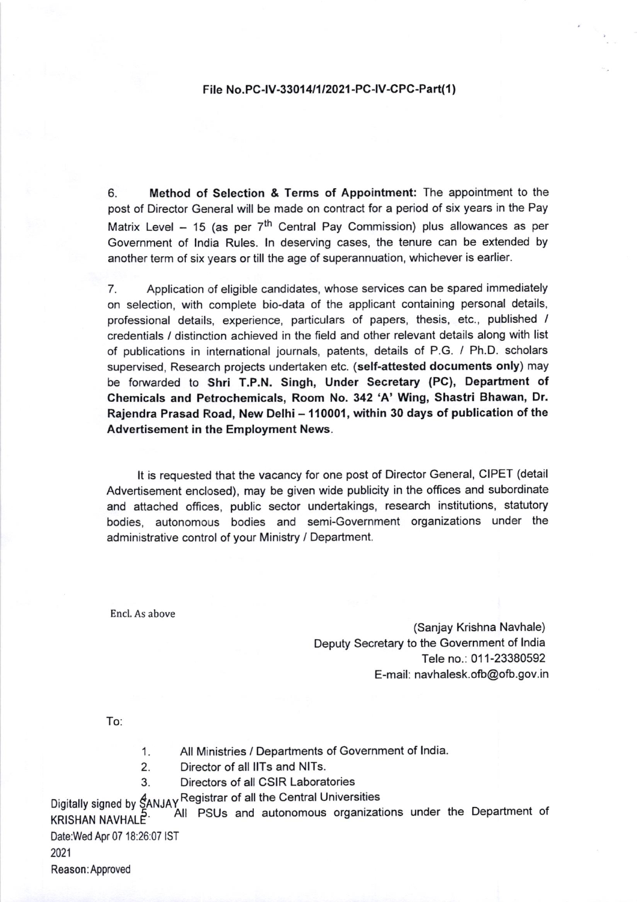File No.PC-IV-33014/1/2021-PC-IV-CPC-Part(1)

6. **Method of Selection & Terms of Appointment:** The appointment to the post of Director General will be made on contract for a period of six years in the Pay Matrix Level – 15 (as per 7th Central Pay Commission) plus allowances as per Government of India Rules. In deserving cases, the tenure can be extended by another term of six years or till the age of superannuation, whichever is earlier.

7. Application of eligible candidates, whose services can be spared immediately on selection, with complete bio-data of the applicant containing personal details, professional details, experience, particulars of papers, thesis, etc., published / credentials / distinction achieved in the field and other relevant details along with list of publications in international journals, patents, details of P.G. / Ph.D. scholars supervised, Research projects undertaken etc. (**self-attested documents only**) may be forwarded to **Shri T.P.N. Singh, Under Secretary (PC), Department of Chemicals and Petrochemicals, Room No. 342 'A' Wing, Shastri Bhawan, Dr. Rajendra Prasad Road, New Delhi – 110001, within 30 days of publication of the Advertisement in the Employment News.**

It is requested that the vacancy for one post of Director General, CIPET (detail Advertisement enclosed), may be given wide publicity in the offices and subordinate and attached offices, public sector undertakings, research institutions, statutory bodies, autonomous bodies and semi-Government organizations under the administrative control of your Ministry / Department.

Encl. As above

(Sanjay Krishna Navhale)
Deputy Secretary to the Government of India
Tele no.: 011-23380592
E-mail: navhalesk.ofb@ofb.gov.in

To:

1. All Ministries / Departments of Government of India.
2. Director of all IITs and NITs.
3. Directors of all CSIR Laboratories
4. Registrar of all the Central Universities
5. All PSUs and autonomous organizations under the Department of

Digitally signed by SANJAY KRISHAN NAVHALE
Date:Wed Apr 07 18:26:07 IST 2021
Reason:Approved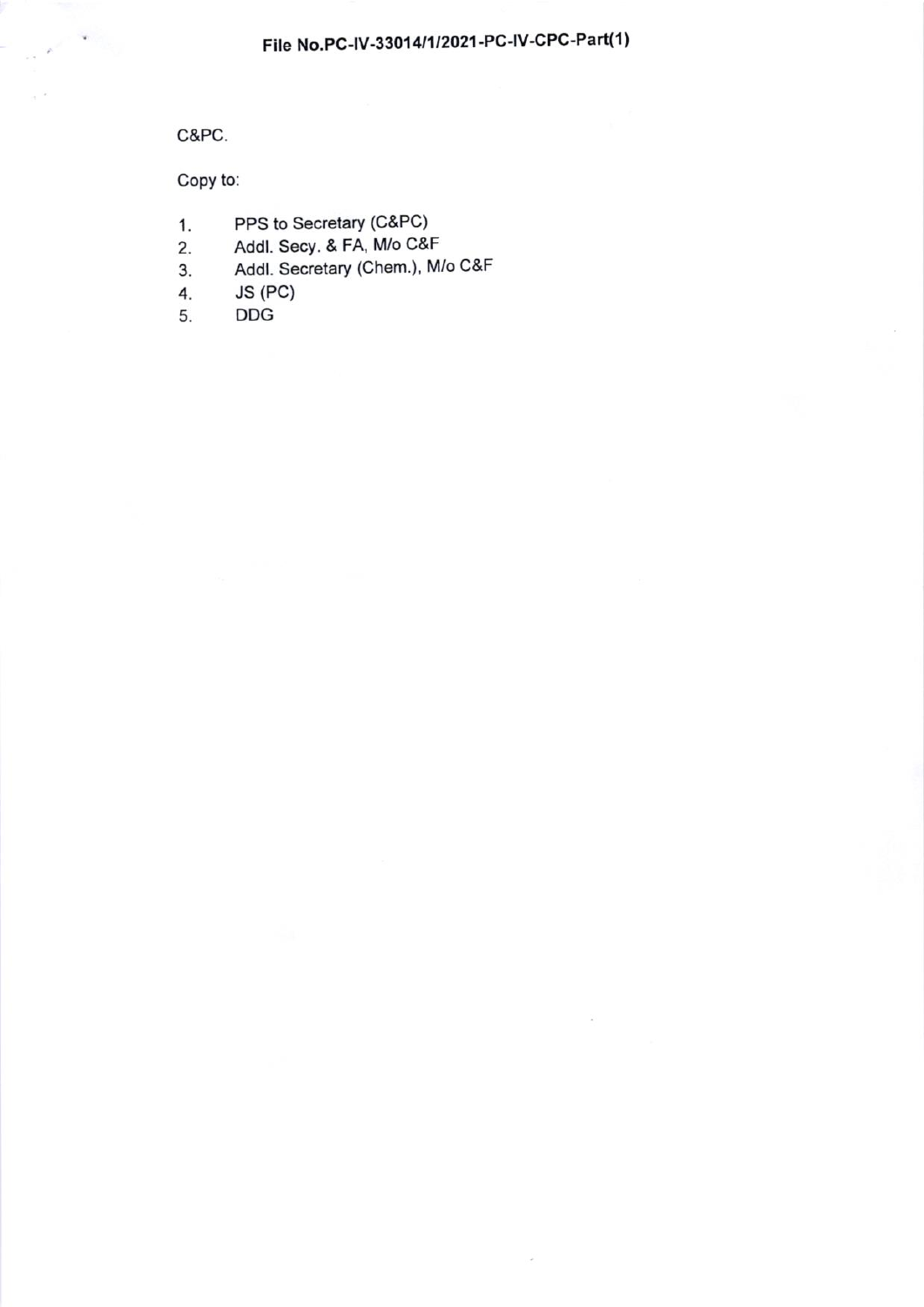File No.PC-IV-33014/1/2021-PC-IV-CPC-Part(1)

C&PC.

Copy to:

1. PPS to Secretary (C&PC)
2. Addl. Secy. & FA, M/o C&F
3. Addl. Secretary (Chem.), M/o C&F
4. JS (PC)
5. DDG